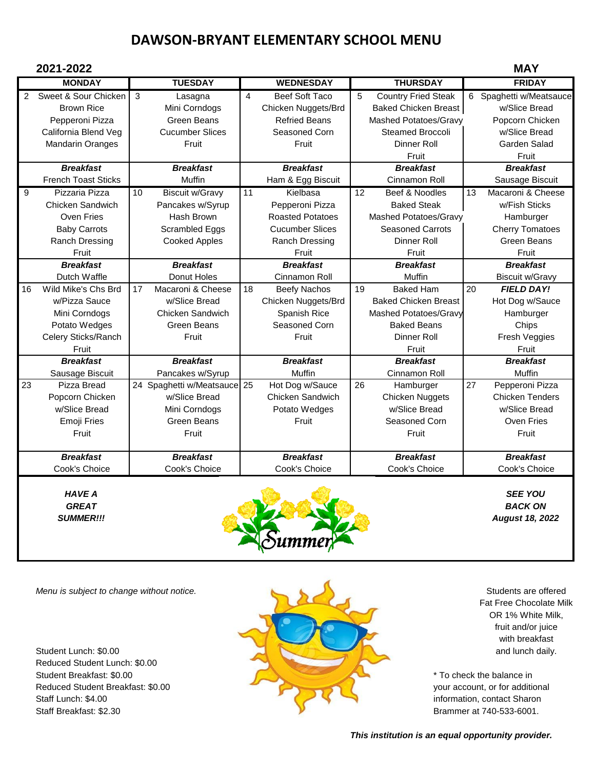# DAWSON-BRYANT ELEMENTARY SCHOOL MENU

**2021-2022** **MAY**

| MONDAY | TUESDAY | WEDNESDAY | THURSDAY | FRIDAY |
|---|---|---|---|---|
| 2 Sweet & Sour Chicken<br>Brown Rice<br>Pepperoni Pizza<br>California Blend Veg<br>Mandarin Oranges | 3 Lasagna<br>Mini Corndogs<br>Green Beans<br>Cucumber Slices<br>Fruit | 4 Beef Soft Taco<br>Chicken Nuggets/Brd<br>Refried Beans<br>Seasoned Corn<br>Fruit | 5 Country Fried Steak<br>Baked Chicken Breast<br>Mashed Potatoes/Gravy<br>Steamed Broccoli<br>Dinner Roll<br>Fruit | 6 Spaghetti w/Meatsauce<br>w/Slice Bread<br>Popcorn Chicken<br>w/Slice Bread<br>Garden Salad<br>Fruit |
| ***Breakfast***<br>French Toast Sticks | ***Breakfast***<br>Muffin | ***Breakfast***<br>Ham & Egg Biscuit | ***Breakfast***<br>Cinnamon Roll | ***Breakfast***<br>Sausage Biscuit |
| 9 Pizzaria Pizza<br>Chicken Sandwich<br>Oven Fries<br>Baby Carrots<br>Ranch Dressing<br>Fruit | 10 Biscuit w/Gravy<br>Pancakes w/Syrup<br>Hash Brown<br>Scrambled Eggs<br>Cooked Apples | 11 Kielbasa<br>Pepperoni Pizza<br>Roasted Potatoes<br>Cucumber Slices<br>Ranch Dressing<br>Fruit | 12 Beef & Noodles<br>Baked Steak<br>Mashed Potatoes/Gravy<br>Seasoned Carrots<br>Dinner Roll<br>Fruit | 13 Macaroni & Cheese<br>w/Fish Sticks<br>Hamburger<br>Cherry Tomatoes<br>Green Beans<br>Fruit |
| ***Breakfast***<br>Dutch Waffle | ***Breakfast***<br>Donut Holes | ***Breakfast***<br>Cinnamon Roll | ***Breakfast***<br>Muffin | ***Breakfast***<br>Biscuit w/Gravy |
| 16 Wild Mike's Chs Brd<br>w/Pizza Sauce<br>Mini Corndogs<br>Potato Wedges<br>Celery Sticks/Ranch<br>Fruit | 17 Macaroni & Cheese<br>w/Slice Bread<br>Chicken Sandwich<br>Green Beans<br>Fruit | 18 Beefy Nachos<br>Chicken Nuggets/Brd<br>Spanish Rice<br>Seasoned Corn<br>Fruit | 19 Baked Ham<br>Baked Chicken Breast<br>Mashed Potatoes/Gravy<br>Baked Beans<br>Dinner Roll<br>Fruit | 20 ***FIELD DAY!***<br>Hot Dog w/Sauce<br>Hamburger<br>Chips<br>Fresh Veggies<br>Fruit |
| ***Breakfast***<br>Sausage Biscuit | ***Breakfast***<br>Pancakes w/Syrup | ***Breakfast***<br>Muffin | ***Breakfast***<br>Cinnamon Roll | ***Breakfast***<br>Muffin |
| 23 Pizza Bread<br>Popcorn Chicken<br>w/Slice Bread<br>Emoji Fries<br>Fruit | 24 Spaghetti w/Meatsauce<br>w/Slice Bread<br>Mini Corndogs<br>Green Beans<br>Fruit | 25 Hot Dog w/Sauce<br>Chicken Sandwich<br>Potato Wedges<br>Fruit | 26 Hamburger<br>Chicken Nuggets<br>w/Slice Bread<br>Seasoned Corn<br>Fruit | 27 Pepperoni Pizza<br>Chicken Tenders<br>w/Slice Bread<br>Oven Fries<br>Fruit |
| ***Breakfast***<br>Cook's Choice | ***Breakfast***<br>Cook's Choice | ***Breakfast***<br>Cook's Choice | ***Breakfast***<br>Cook's Choice | ***Breakfast***<br>Cook's Choice |

***HAVE A GREAT SUMMER!!!***

***SEE YOU BACK ON August 18, 2022***

*Menu is subject to change without notice.*

Student Lunch: $0.00
Reduced Student Lunch: $0.00
Student Breakfast: $0.00
Reduced Student Breakfast: $0.00
Staff Lunch: $4.00
Staff Breakfast: $2.30

Students are offered Fat Free Chocolate Milk OR 1% White Milk, fruit and/or juice with breakfast and lunch daily.

* To check the balance in your account, or for additional information, contact Sharon Brammer at 740-533-6001.

***This institution is an equal opportunity provider.***